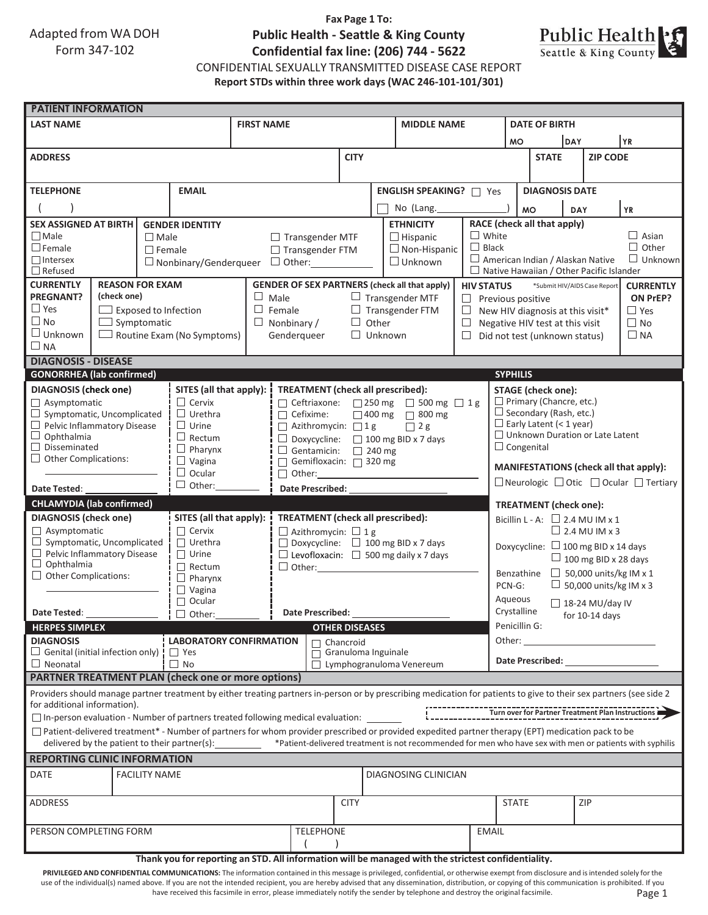Adapted from WA DOH Form 347-102

**Fax Page 1 To:**
**Public Health - Seattle & King County**
**Confidential fax line: (206) 744 - 5622**

Public Health Seattle & King County

CONFIDENTIAL SEXUALLY TRANSMITTED DISEASE CASE REPORT

**Report STDs within three work days (WAC 246-101-101/301)**

## PATIENT INFORMATION

| LAST NAME | FIRST NAME | MIDDLE NAME | DATE OF BIRTH MO / DAY / YR |
|---|---|---|---|
| | | | |

| ADDRESS | CITY | STATE | ZIP CODE |
|---|---|---|---|
| | | | |

| TELEPHONE | EMAIL | ENGLISH SPEAKING? | DIAGNOSIS DATE |
|---|---|---|---|
| (   ) | | ☐ Yes ☐ No (Lang.________) | MO / DAY / YR |

**SEX ASSIGNED AT BIRTH**
- ☐ Male
- ☐ Female
- ☐ Intersex
- ☐ Refused

**GENDER IDENTITY**
- ☐ Male
- ☐ Female
- ☐ Nonbinary/Genderqueer
- ☐ Transgender MTF
- ☐ Transgender FTM
- ☐ Other:________

**ETHNICITY**
- ☐ Hispanic
- ☐ Non-Hispanic
- ☐ Unknown

**RACE (check all that apply)**
- ☐ White
- ☐ Black
- ☐ American Indian / Alaskan Native
- ☐ Native Hawaiian / Other Pacific Islander
- ☐ Asian
- ☐ Other
- ☐ Unknown

**CURRENTLY PREGNANT?**
- ☐ Yes
- ☐ No
- ☐ Unknown
- ☐ NA

**REASON FOR EXAM (check one)**
- ☐ Exposed to Infection
- ☐ Symptomatic
- ☐ Routine Exam (No Symptoms)

**GENDER OF SEX PARTNERS (check all that apply)**
- ☐ Male
- ☐ Female
- ☐ Nonbinary / Genderqueer
- ☐ Transgender MTF
- ☐ Transgender FTM
- ☐ Other
- ☐ Unknown

**HIV STATUS** *Submit HIV/AIDS Case Report
- ☐ Previous positive
- ☐ New HIV diagnosis at this visit*
- ☐ Negative HIV test at this visit
- ☐ Did not test (unknown status)

**CURRENTLY ON PrEP?**
- ☐ Yes
- ☐ No
- ☐ NA

## DIAGNOSIS - DISEASE

### GONORRHEA (lab confirmed)

**DIAGNOSIS (check one)**
- ☐ Asymptomatic
- ☐ Symptomatic, Uncomplicated
- ☐ Pelvic Inflammatory Disease
- ☐ Ophthalmia
- ☐ Disseminated
- ☐ Other Complications: ________

Date Tested: ________

**SITES (all that apply):**
- ☐ Cervix
- ☐ Urethra
- ☐ Urine
- ☐ Rectum
- ☐ Pharynx
- ☐ Vagina
- ☐ Ocular
- ☐ Other:________

**TREATMENT (check all prescribed):**
- ☐ Ceftriaxone: ☐ 250 mg ☐ 500 mg ☐ 1 g
- ☐ Cefixime: ☐ 400 mg ☐ 800 mg
- ☐ Azithromycin: ☐ 1 g ☐ 2 g
- ☐ Doxycycline: ☐ 100 mg BID x 7 days
- ☐ Gentamicin: ☐ 240 mg
- ☐ Gemifloxacin: ☐ 320 mg
- ☐ Other:________

Date Prescribed: ________

### CHLAMYDIA (lab confirmed)

**DIAGNOSIS (check one)**
- ☐ Asymptomatic
- ☐ Symptomatic, Uncomplicated
- ☐ Pelvic Inflammatory Disease
- ☐ Ophthalmia
- ☐ Other Complications: ________

Date Tested: ________

**SITES (all that apply):**
- ☐ Cervix
- ☐ Urethra
- ☐ Urine
- ☐ Rectum
- ☐ Pharynx
- ☐ Vagina
- ☐ Ocular
- ☐ Other:________

**TREATMENT (check all prescribed):**
- ☐ Azithromycin: ☐ 1 g
- ☐ Doxycycline: ☐ 100 mg BID x 7 days
- ☐ Levofloxacin: ☐ 500 mg daily x 7 days
- ☐ Other:________

Date Prescribed: ________

### SYPHILIS

**STAGE (check one):**
- ☐ Primary (Chancre, etc.)
- ☐ Secondary (Rash, etc.)
- ☐ Early Latent (< 1 year)
- ☐ Unknown Duration or Late Latent
- ☐ Congenital

**MANIFESTATIONS (check all that apply):**
☐ Neurologic ☐ Otic ☐ Ocular ☐ Tertiary

**TREATMENT (check one):**
- Bicillin L - A: ☐ 2.4 MU IM x 1 ☐ 2.4 MU IM x 3
- Doxycycline: ☐ 100 mg BID x 14 days ☐ 100 mg BID x 28 days
- Benzathine PCN-G: ☐ 50,000 units/kg IM x 1 ☐ 50,000 units/kg IM x 3
- Aqueous Crystalline Penicillin G: ☐ 18-24 MU/day IV for 10-14 days
- Other: ________

Date Prescribed: ________

### HERPES SIMPLEX

**DIAGNOSIS**
- ☐ Genital (initial infection only)
- ☐ Neonatal

**LABORATORY CONFIRMATION**
- ☐ Yes
- ☐ No

### OTHER DISEASES
- ☐ Chancroid
- ☐ Granuloma Inguinale
- ☐ Lymphogranuloma Venereum

## PARTNER TREATMENT PLAN (check one or more options)

Providers should manage partner treatment by either treating partners in-person or by prescribing medication for patients to give to their sex partners (see side 2 for additional information).

Turn over for Partner Treatment Plan Instructions

- ☐ In-person evaluation - Number of partners treated following medical evaluation: ________
- ☐ Patient-delivered treatment* - Number of partners for whom provider prescribed or provided expedited partner therapy (EPT) medication pack to be delivered by the patient to their partner(s): ________

*Patient-delivered treatment is not recommended for men who have sex with men or patients with syphilis

## REPORTING CLINIC INFORMATION

| DATE | FACILITY NAME | DIAGNOSING CLINICIAN |
|---|---|---|
| | | |

| ADDRESS | CITY | STATE | ZIP |
|---|---|---|---|
| | | | |

| PERSON COMPLETING FORM | TELEPHONE | EMAIL |
|---|---|---|
| | (   ) | |

**Thank you for reporting an STD. All information will be managed with the strictest confidentiality.**

**PRIVILEGED AND CONFIDENTIAL COMMUNICATIONS:** The information contained in this message is privileged, confidential, or otherwise exempt from disclosure and is intended solely for the use of the individual(s) named above. If you are not the intended recipient, you are hereby advised that any dissemination, distribution, or copying of this communication is prohibited. If you have received this facsimile in error, please immediately notify the sender by telephone and destroy the original facsimile.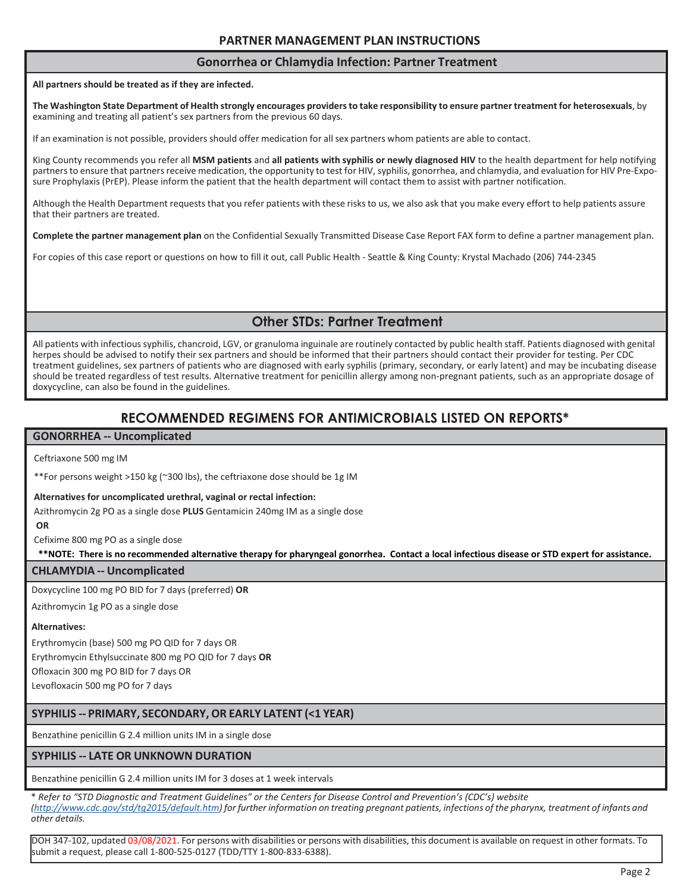# PARTNER MANAGEMENT PLAN INSTRUCTIONS

## Gonorrhea or Chlamydia Infection: Partner Treatment

**All partners should be treated as if they are infected.**

**The Washington State Department of Health strongly encourages providers to take responsibility to ensure partner treatment for heterosexuals**, by examining and treating all patient's sex partners from the previous 60 days.

If an examination is not possible, providers should offer medication for all sex partners whom patients are able to contact.

King County recommends you refer all **MSM patients** and **all patients with syphilis or newly diagnosed HIV** to the health department for help notifying partners to ensure that partners receive medication, the opportunity to test for HIV, syphilis, gonorrhea, and chlamydia, and evaluation for HIV Pre-Exposure Prophylaxis (PrEP). Please inform the patient that the health department will contact them to assist with partner notification.

Although the Health Department requests that you refer patients with these risks to us, we also ask that you make every effort to help patients assure that their partners are treated.

**Complete the partner management plan** on the Confidential Sexually Transmitted Disease Case Report FAX form to define a partner management plan.

For copies of this case report or questions on how to fill it out, call Public Health - Seattle & King County: Krystal Machado (206) 744-2345

## Other STDs: Partner Treatment

All patients with infectious syphilis, chancroid, LGV, or granuloma inguinale are routinely contacted by public health staff. Patients diagnosed with genital herpes should be advised to notify their sex partners and should be informed that their partners should contact their provider for testing. Per CDC treatment guidelines, sex partners of patients who are diagnosed with early syphilis (primary, secondary, or early latent) and may be incubating disease should be treated regardless of test results. Alternative treatment for penicillin allergy among non-pregnant patients, such as an appropriate dosage of doxycycline, can also be found in the guidelines.

# RECOMMENDED REGIMENS FOR ANTIMICROBIALS LISTED ON REPORTS*

## GONORRHEA -- Uncomplicated

Ceftriaxone 500 mg IM

**For persons weight >150 kg (~300 lbs), the ceftriaxone dose should be 1g IM

**Alternatives for uncomplicated urethral, vaginal or rectal infection:**

Azithromycin 2g PO as a single dose **PLUS** Gentamicin 240mg IM as a single dose

**OR**

Cefixime 800 mg PO as a single dose

**\*\*NOTE: There is no recommended alternative therapy for pharyngeal gonorrhea. Contact a local infectious disease or STD expert for assistance.**

## CHLAMYDIA -- Uncomplicated

Doxycycline 100 mg PO BID for 7 days (preferred) **OR**

Azithromycin 1g PO as a single dose

**Alternatives:**

Erythromycin (base) 500 mg PO QID for 7 days OR

Erythromycin Ethylsuccinate 800 mg PO QID for 7 days **OR**

Ofloxacin 300 mg PO BID for 7 days OR

Levofloxacin 500 mg PO for 7 days

## SYPHILIS -- PRIMARY, SECONDARY, OR EARLY LATENT (<1 YEAR)

Benzathine penicillin G 2.4 million units IM in a single dose

## SYPHILIS -- LATE OR UNKNOWN DURATION

Benzathine penicillin G 2.4 million units IM for 3 doses at 1 week intervals

\* *Refer to "STD Diagnostic and Treatment Guidelines" or the Centers for Disease Control and Prevention's (CDC's) website (http://www.cdc.gov/std/tg2015/default.htm) for further information on treating pregnant patients, infections of the pharynx, treatment of infants and other details.*

DOH 347-102, updated 03/08/2021. For persons with disabilities or persons with disabilities, this document is available on request in other formats. To submit a request, please call 1-800-525-0127 (TDD/TTY 1-800-833-6388).